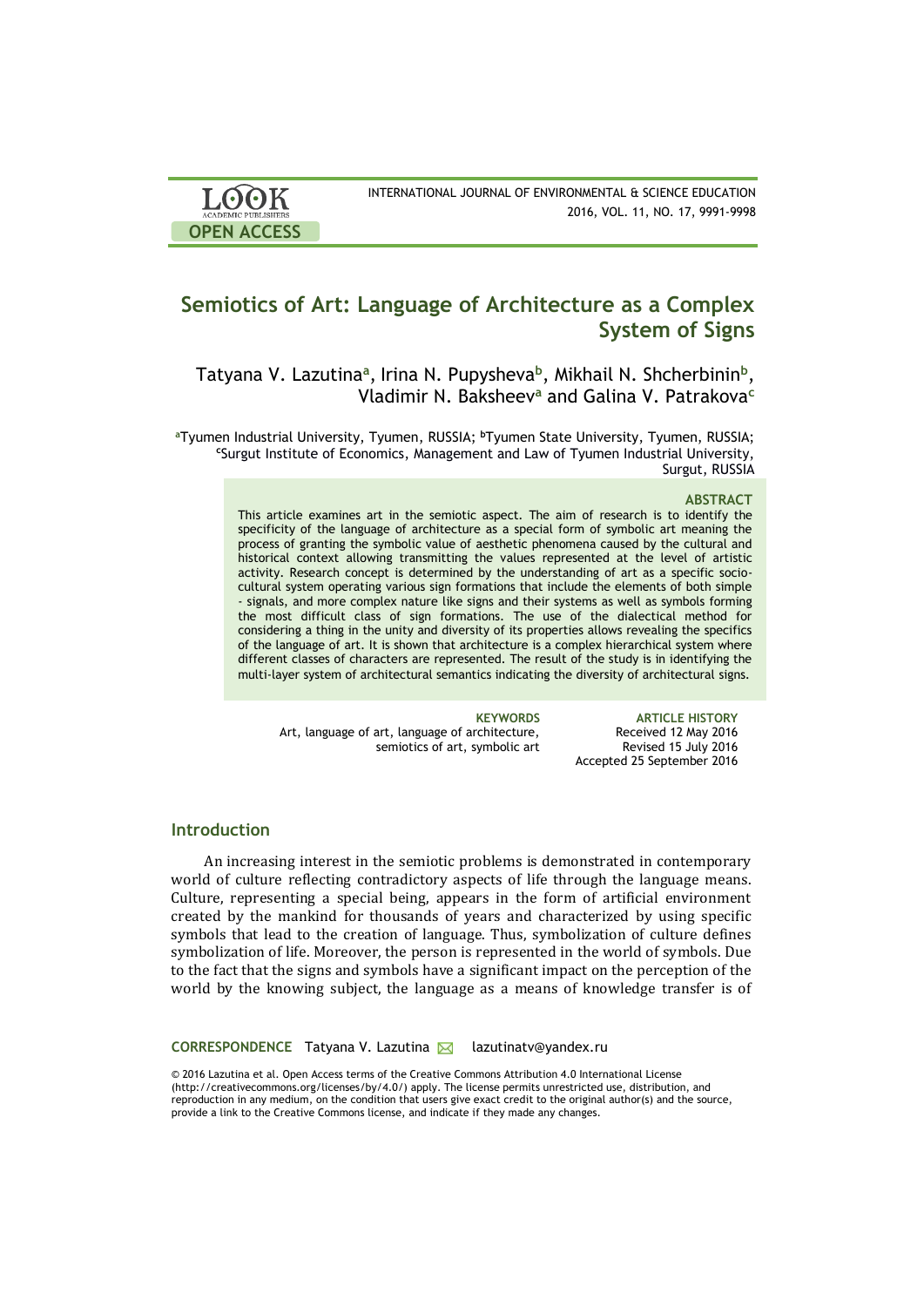LOOK ACADEMIC PUBLISHERS

OPEN ACCESS

INTERNATIONAL JOURNAL OF ENVIRONMENTAL & SCIENCE EDUCATION
2016, VOL. 11, NO. 17, 9991-9998

# Semiotics of Art: Language of Architecture as a Complex System of Signs

Tatyana V. Lazutina[a], Irina N. Pupysheva[b], Mikhail N. Shcherbinin[b], Vladimir N. Baksheev[a] and Galina V. Patrakova[c]

[a]Tyumen Industrial University, Tyumen, RUSSIA; [b]Tyumen State University, Tyumen, RUSSIA; [c]Surgut Institute of Economics, Management and Law of Tyumen Industrial University, Surgut, RUSSIA

### ABSTRACT

This article examines art in the semiotic aspect. The aim of research is to identify the specificity of the language of architecture as a special form of symbolic art meaning the process of granting the symbolic value of aesthetic phenomena caused by the cultural and historical context allowing transmitting the values represented at the level of artistic activity. Research concept is determined by the understanding of art as a specific socio-cultural system operating various sign formations that include the elements of both simple - signals, and more complex nature like signs and their systems as well as symbols forming the most difficult class of sign formations. The use of the dialectical method for considering a thing in the unity and diversity of its properties allows revealing the specifics of the language of art. It is shown that architecture is a complex hierarchical system where different classes of characters are represented. The result of the study is in identifying the multi-layer system of architectural semantics indicating the diversity of architectural signs.

**KEYWORDS**
Art, language of art, language of architecture, semiotics of art, symbolic art

**ARTICLE HISTORY**
Received 12 May 2016
Revised 15 July 2016
Accepted 25 September 2016

## Introduction

An increasing interest in the semiotic problems is demonstrated in contemporary world of culture reflecting contradictory aspects of life through the language means. Culture, representing a special being, appears in the form of artificial environment created by the mankind for thousands of years and characterized by using specific symbols that lead to the creation of language. Thus, symbolization of culture defines symbolization of life. Moreover, the person is represented in the world of symbols. Due to the fact that the signs and symbols have a significant impact on the perception of the world by the knowing subject, the language as a means of knowledge transfer is of

**CORRESPONDENCE** Tatyana V. Lazutina lazutinatv@yandex.ru

© 2016 Lazutina et al. Open Access terms of the Creative Commons Attribution 4.0 International License (http://creativecommons.org/licenses/by/4.0/) apply. The license permits unrestricted use, distribution, and reproduction in any medium, on the condition that users give exact credit to the original author(s) and the source, provide a link to the Creative Commons license, and indicate if they made any changes.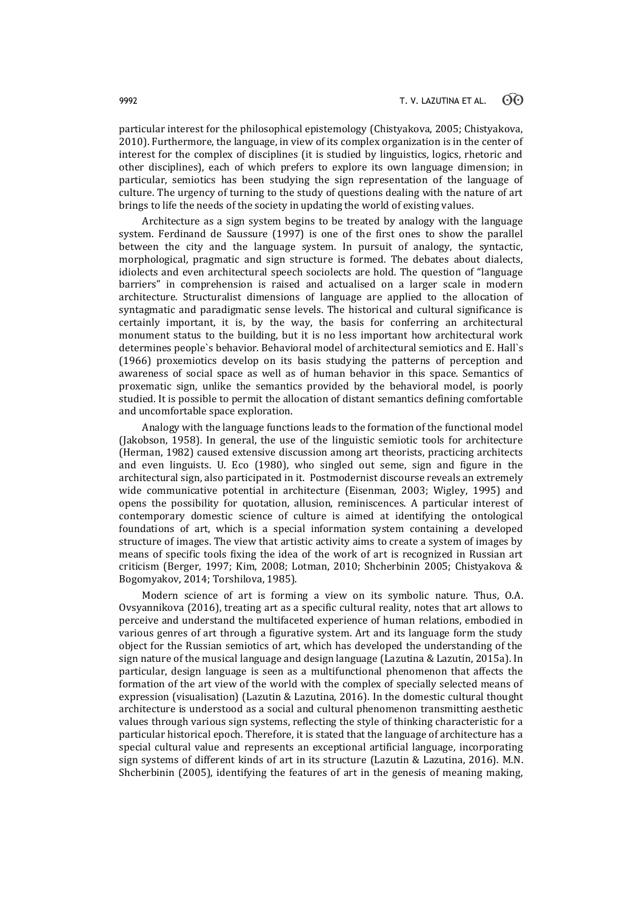particular interest for the philosophical epistemology (Chistyakova, 2005; Chistyakova, 2010). Furthermore, the language, in view of its complex organization is in the center of interest for the complex of disciplines (it is studied by linguistics, logics, rhetoric and other disciplines), each of which prefers to explore its own language dimension; in particular, semiotics has been studying the sign representation of the language of culture. The urgency of turning to the study of questions dealing with the nature of art brings to life the needs of the society in updating the world of existing values.

Architecture as a sign system begins to be treated by analogy with the language system. Ferdinand de Saussure (1997) is one of the first ones to show the parallel between the city and the language system. In pursuit of analogy, the syntactic, morphological, pragmatic and sign structure is formed. The debates about dialects, idiolects and even architectural speech sociolects are hold. The question of "language barriers" in comprehension is raised and actualised on a larger scale in modern architecture. Structuralist dimensions of language are applied to the allocation of syntagmatic and paradigmatic sense levels. The historical and cultural significance is certainly important, it is, by the way, the basis for conferring an architectural monument status to the building, but it is no less important how architectural work determines people`s behavior. Behavioral model of architectural semiotics and E. Hall`s (1966) proxemiotics develop on its basis studying the patterns of perception and awareness of social space as well as of human behavior in this space. Semantics of proxematic sign, unlike the semantics provided by the behavioral model, is poorly studied. It is possible to permit the allocation of distant semantics defining comfortable and uncomfortable space exploration.

Analogy with the language functions leads to the formation of the functional model (Jakobson, 1958). In general, the use of the linguistic semiotic tools for architecture (Herman, 1982) caused extensive discussion among art theorists, practicing architects and even linguists. U. Eco (1980), who singled out seme, sign and figure in the architectural sign, also participated in it. Postmodernist discourse reveals an extremely wide communicative potential in architecture (Eisenman, 2003; Wigley, 1995) and opens the possibility for quotation, allusion, reminiscences. A particular interest of contemporary domestic science of culture is aimed at identifying the ontological foundations of art, which is a special information system containing a developed structure of images. The view that artistic activity aims to create a system of images by means of specific tools fixing the idea of the work of art is recognized in Russian art criticism (Berger, 1997; Kim, 2008; Lotman, 2010; Shcherbinin 2005; Chistyakova & Bogomyakov, 2014; Torshilova, 1985).

Modern science of art is forming a view on its symbolic nature. Thus, O.A. Ovsyannikova (2016), treating art as a specific cultural reality, notes that art allows to perceive and understand the multifaceted experience of human relations, embodied in various genres of art through a figurative system. Art and its language form the study object for the Russian semiotics of art, which has developed the understanding of the sign nature of the musical language and design language (Lazutina & Lazutin, 2015a). In particular, design language is seen as a multifunctional phenomenon that affects the formation of the art view of the world with the complex of specially selected means of expression (visualisation) (Lazutin & Lazutina, 2016). In the domestic cultural thought architecture is understood as a social and cultural phenomenon transmitting aesthetic values through various sign systems, reflecting the style of thinking characteristic for a particular historical epoch. Therefore, it is stated that the language of architecture has a special cultural value and represents an exceptional artificial language, incorporating sign systems of different kinds of art in its structure (Lazutin & Lazutina, 2016). M.N. Shcherbinin (2005), identifying the features of art in the genesis of meaning making,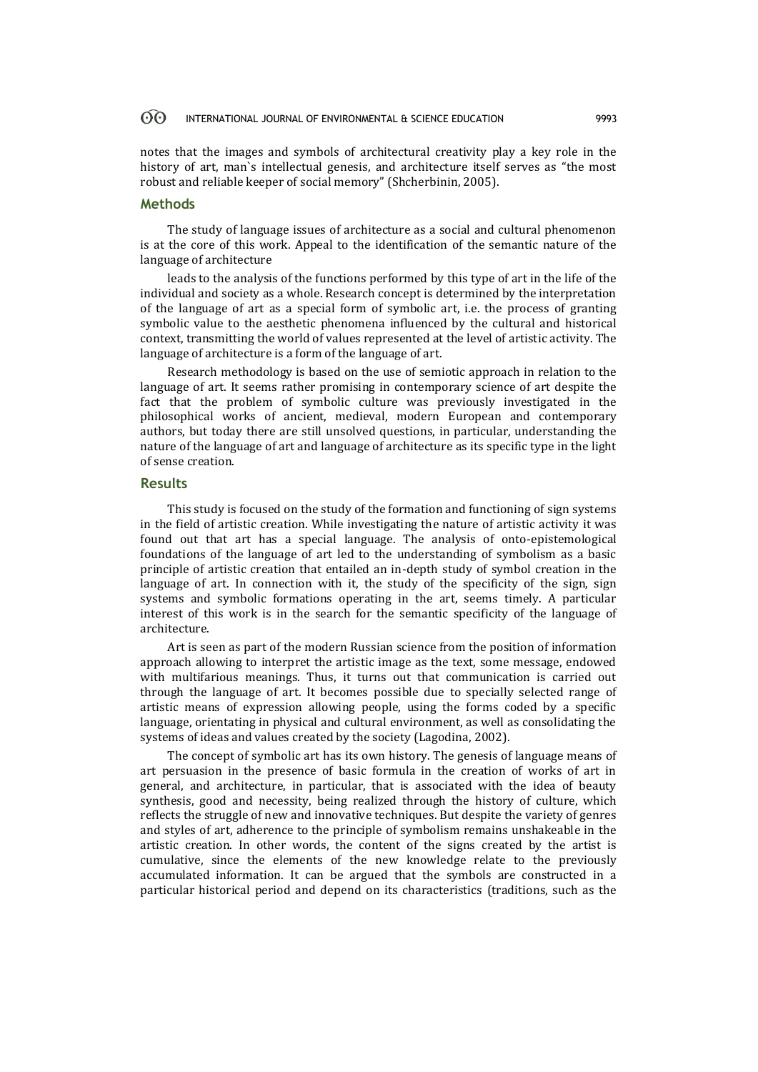notes that the images and symbols of architectural creativity play a key role in the history of art, man`s intellectual genesis, and architecture itself serves as "the most robust and reliable keeper of social memory" (Shcherbinin, 2005).

## Methods

The study of language issues of architecture as a social and cultural phenomenon is at the core of this work. Appeal to the identification of the semantic nature of the language of architecture

leads to the analysis of the functions performed by this type of art in the life of the individual and society as a whole. Research concept is determined by the interpretation of the language of art as a special form of symbolic art, i.e. the process of granting symbolic value to the aesthetic phenomena influenced by the cultural and historical context, transmitting the world of values represented at the level of artistic activity. The language of architecture is a form of the language of art.

Research methodology is based on the use of semiotic approach in relation to the language of art. It seems rather promising in contemporary science of art despite the fact that the problem of symbolic culture was previously investigated in the philosophical works of ancient, medieval, modern European and contemporary authors, but today there are still unsolved questions, in particular, understanding the nature of the language of art and language of architecture as its specific type in the light of sense creation.

## Results

This study is focused on the study of the formation and functioning of sign systems in the field of artistic creation. While investigating the nature of artistic activity it was found out that art has a special language. The analysis of onto-epistemological foundations of the language of art led to the understanding of symbolism as a basic principle of artistic creation that entailed an in-depth study of symbol creation in the language of art. In connection with it, the study of the specificity of the sign, sign systems and symbolic formations operating in the art, seems timely. A particular interest of this work is in the search for the semantic specificity of the language of architecture.

Art is seen as part of the modern Russian science from the position of information approach allowing to interpret the artistic image as the text, some message, endowed with multifarious meanings. Thus, it turns out that communication is carried out through the language of art. It becomes possible due to specially selected range of artistic means of expression allowing people, using the forms coded by a specific language, orientating in physical and cultural environment, as well as consolidating the systems of ideas and values created by the society (Lagodina, 2002).

The concept of symbolic art has its own history. The genesis of language means of art persuasion in the presence of basic formula in the creation of works of art in general, and architecture, in particular, that is associated with the idea of beauty synthesis, good and necessity, being realized through the history of culture, which reflects the struggle of new and innovative techniques. But despite the variety of genres and styles of art, adherence to the principle of symbolism remains unshakeable in the artistic creation. In other words, the content of the signs created by the artist is cumulative, since the elements of the new knowledge relate to the previously accumulated information. It can be argued that the symbols are constructed in a particular historical period and depend on its characteristics (traditions, such as the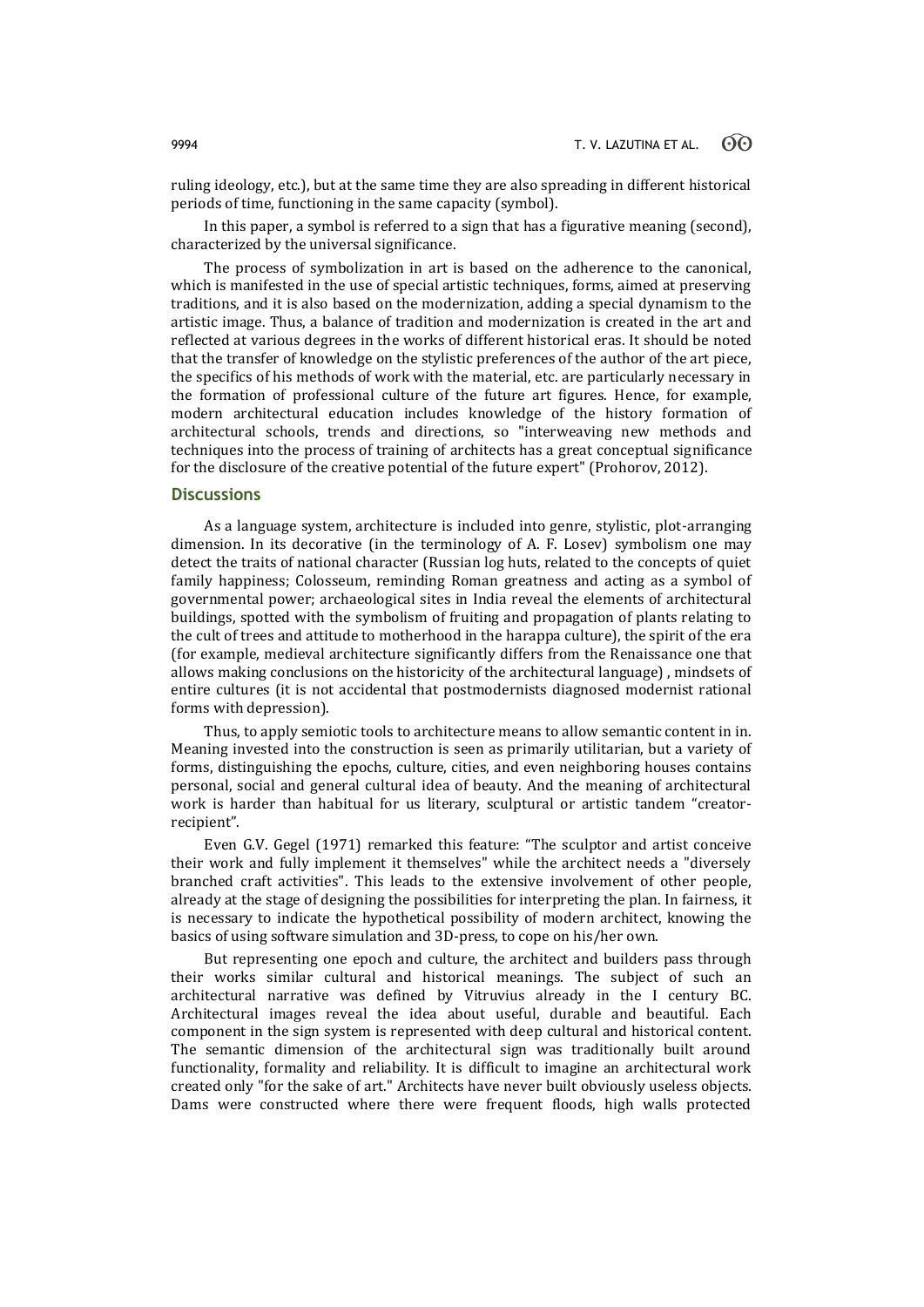ruling ideology, etc.), but at the same time they are also spreading in different historical periods of time, functioning in the same capacity (symbol).

In this paper, a symbol is referred to a sign that has a figurative meaning (second), characterized by the universal significance.

The process of symbolization in art is based on the adherence to the canonical, which is manifested in the use of special artistic techniques, forms, aimed at preserving traditions, and it is also based on the modernization, adding a special dynamism to the artistic image. Thus, a balance of tradition and modernization is created in the art and reflected at various degrees in the works of different historical eras. It should be noted that the transfer of knowledge on the stylistic preferences of the author of the art piece, the specifics of his methods of work with the material, etc. are particularly necessary in the formation of professional culture of the future art figures. Hence, for example, modern architectural education includes knowledge of the history formation of architectural schools, trends and directions, so "interweaving new methods and techniques into the process of training of architects has a great conceptual significance for the disclosure of the creative potential of the future expert" (Prohorov, 2012).

## Discussions

As a language system, architecture is included into genre, stylistic, plot-arranging dimension. In its decorative (in the terminology of A. F. Losev) symbolism one may detect the traits of national character (Russian log huts, related to the concepts of quiet family happiness; Colosseum, reminding Roman greatness and acting as a symbol of governmental power; archaeological sites in India reveal the elements of architectural buildings, spotted with the symbolism of fruiting and propagation of plants relating to the cult of trees and attitude to motherhood in the harappa culture), the spirit of the era (for example, medieval architecture significantly differs from the Renaissance one that allows making conclusions on the historicity of the architectural language) , mindsets of entire cultures (it is not accidental that postmodernists diagnosed modernist rational forms with depression).

Thus, to apply semiotic tools to architecture means to allow semantic content in in. Meaning invested into the construction is seen as primarily utilitarian, but a variety of forms, distinguishing the epochs, culture, cities, and even neighboring houses contains personal, social and general cultural idea of beauty. And the meaning of architectural work is harder than habitual for us literary, sculptural or artistic tandem "creator-recipient".

Even G.V. Gegel (1971) remarked this feature: "The sculptor and artist conceive their work and fully implement it themselves" while the architect needs a "diversely branched craft activities". This leads to the extensive involvement of other people, already at the stage of designing the possibilities for interpreting the plan. In fairness, it is necessary to indicate the hypothetical possibility of modern architect, knowing the basics of using software simulation and 3D-press, to cope on his/her own.

But representing one epoch and culture, the architect and builders pass through their works similar cultural and historical meanings. The subject of such an architectural narrative was defined by Vitruvius already in the I century BC. Architectural images reveal the idea about useful, durable and beautiful. Each component in the sign system is represented with deep cultural and historical content. The semantic dimension of the architectural sign was traditionally built around functionality, formality and reliability. It is difficult to imagine an architectural work created only "for the sake of art." Architects have never built obviously useless objects. Dams were constructed where there were frequent floods, high walls protected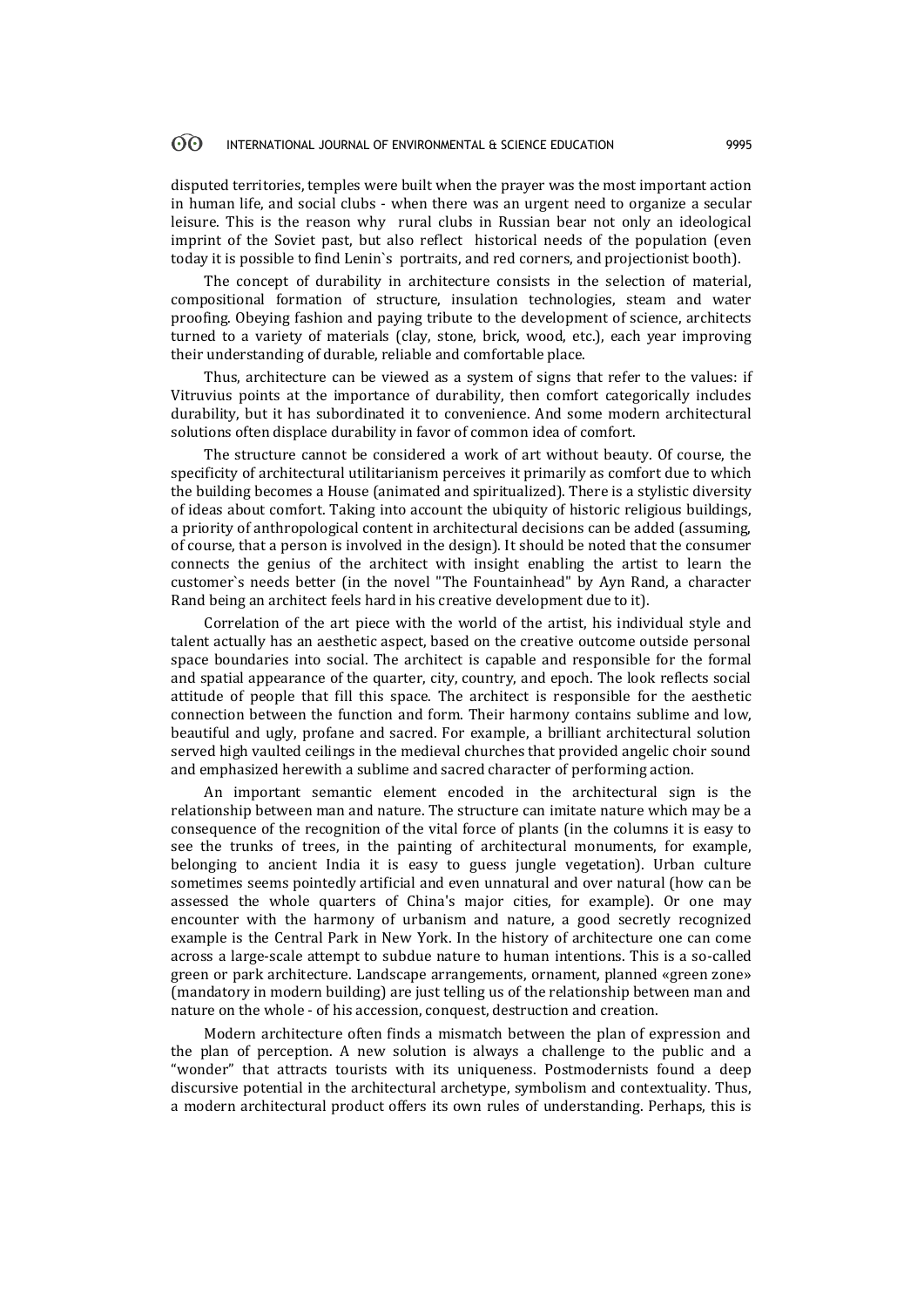disputed territories, temples were built when the prayer was the most important action in human life, and social clubs - when there was an urgent need to organize a secular leisure. This is the reason why rural clubs in Russian bear not only an ideological imprint of the Soviet past, but also reflect historical needs of the population (even today it is possible to find Lenin`s portraits, and red corners, and projectionist booth).

The concept of durability in architecture consists in the selection of material, compositional formation of structure, insulation technologies, steam and water proofing. Obeying fashion and paying tribute to the development of science, architects turned to a variety of materials (clay, stone, brick, wood, etc.), each year improving their understanding of durable, reliable and comfortable place.

Thus, architecture can be viewed as a system of signs that refer to the values: if Vitruvius points at the importance of durability, then comfort categorically includes durability, but it has subordinated it to convenience. And some modern architectural solutions often displace durability in favor of common idea of comfort.

The structure cannot be considered a work of art without beauty. Of course, the specificity of architectural utilitarianism perceives it primarily as comfort due to which the building becomes a House (animated and spiritualized). There is a stylistic diversity of ideas about comfort. Taking into account the ubiquity of historic religious buildings, a priority of anthropological content in architectural decisions can be added (assuming, of course, that a person is involved in the design). It should be noted that the consumer connects the genius of the architect with insight enabling the artist to learn the customer`s needs better (in the novel "The Fountainhead" by Ayn Rand, a character Rand being an architect feels hard in his creative development due to it).

Correlation of the art piece with the world of the artist, his individual style and talent actually has an aesthetic aspect, based on the creative outcome outside personal space boundaries into social. The architect is capable and responsible for the formal and spatial appearance of the quarter, city, country, and epoch. The look reflects social attitude of people that fill this space. The architect is responsible for the aesthetic connection between the function and form. Their harmony contains sublime and low, beautiful and ugly, profane and sacred. For example, a brilliant architectural solution served high vaulted ceilings in the medieval churches that provided angelic choir sound and emphasized herewith a sublime and sacred character of performing action.

An important semantic element encoded in the architectural sign is the relationship between man and nature. The structure can imitate nature which may be a consequence of the recognition of the vital force of plants (in the columns it is easy to see the trunks of trees, in the painting of architectural monuments, for example, belonging to ancient India it is easy to guess jungle vegetation). Urban culture sometimes seems pointedly artificial and even unnatural and over natural (how can be assessed the whole quarters of China's major cities, for example). Or one may encounter with the harmony of urbanism and nature, a good secretly recognized example is the Central Park in New York. In the history of architecture one can come across a large-scale attempt to subdue nature to human intentions. This is a so-called green or park architecture. Landscape arrangements, ornament, planned «green zone» (mandatory in modern building) are just telling us of the relationship between man and nature on the whole - of his accession, conquest, destruction and creation.

Modern architecture often finds a mismatch between the plan of expression and the plan of perception. A new solution is always a challenge to the public and a "wonder" that attracts tourists with its uniqueness. Postmodernists found a deep discursive potential in the architectural archetype, symbolism and contextuality. Thus, a modern architectural product offers its own rules of understanding. Perhaps, this is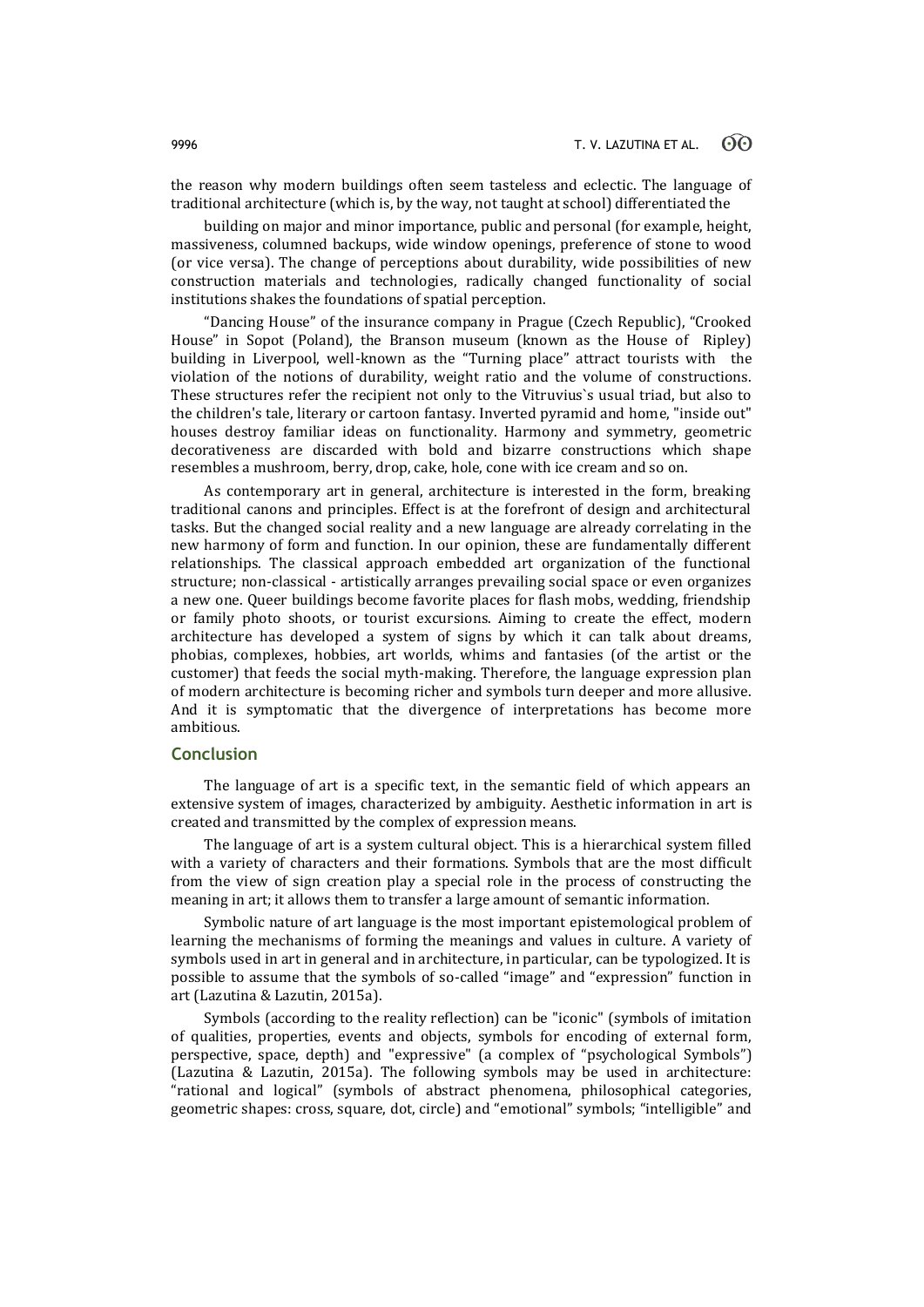the reason why modern buildings often seem tasteless and eclectic. The language of traditional architecture (which is, by the way, not taught at school) differentiated the

building on major and minor importance, public and personal (for example, height, massiveness, columned backups, wide window openings, preference of stone to wood (or vice versa). The change of perceptions about durability, wide possibilities of new construction materials and technologies, radically changed functionality of social institutions shakes the foundations of spatial perception.

"Dancing House" of the insurance company in Prague (Czech Republic), "Crooked House" in Sopot (Poland), the Branson museum (known as the House of Ripley) building in Liverpool, well-known as the "Turning place" attract tourists with the violation of the notions of durability, weight ratio and the volume of constructions. These structures refer the recipient not only to the Vitruvius`s usual triad, but also to the children's tale, literary or cartoon fantasy. Inverted pyramid and home, "inside out" houses destroy familiar ideas on functionality. Harmony and symmetry, geometric decorativeness are discarded with bold and bizarre constructions which shape resembles a mushroom, berry, drop, cake, hole, cone with ice cream and so on.

As contemporary art in general, architecture is interested in the form, breaking traditional canons and principles. Effect is at the forefront of design and architectural tasks. But the changed social reality and a new language are already correlating in the new harmony of form and function. In our opinion, these are fundamentally different relationships. The classical approach embedded art organization of the functional structure; non-classical - artistically arranges prevailing social space or even organizes a new one. Queer buildings become favorite places for flash mobs, wedding, friendship or family photo shoots, or tourist excursions. Aiming to create the effect, modern architecture has developed a system of signs by which it can talk about dreams, phobias, complexes, hobbies, art worlds, whims and fantasies (of the artist or the customer) that feeds the social myth-making. Therefore, the language expression plan of modern architecture is becoming richer and symbols turn deeper and more allusive. And it is symptomatic that the divergence of interpretations has become more ambitious.

## Conclusion

The language of art is a specific text, in the semantic field of which appears an extensive system of images, characterized by ambiguity. Aesthetic information in art is created and transmitted by the complex of expression means.

The language of art is a system cultural object. This is a hierarchical system filled with a variety of characters and their formations. Symbols that are the most difficult from the view of sign creation play a special role in the process of constructing the meaning in art; it allows them to transfer a large amount of semantic information.

Symbolic nature of art language is the most important epistemological problem of learning the mechanisms of forming the meanings and values in culture. A variety of symbols used in art in general and in architecture, in particular, can be typologized. It is possible to assume that the symbols of so-called "image" and "expression" function in art (Lazutina & Lazutin, 2015a).

Symbols (according to the reality reflection) can be "iconic" (symbols of imitation of qualities, properties, events and objects, symbols for encoding of external form, perspective, space, depth) and "expressive" (a complex of "psychological Symbols") (Lazutina & Lazutin, 2015a). The following symbols may be used in architecture: "rational and logical" (symbols of abstract phenomena, philosophical categories, geometric shapes: cross, square, dot, circle) and "emotional" symbols; "intelligible" and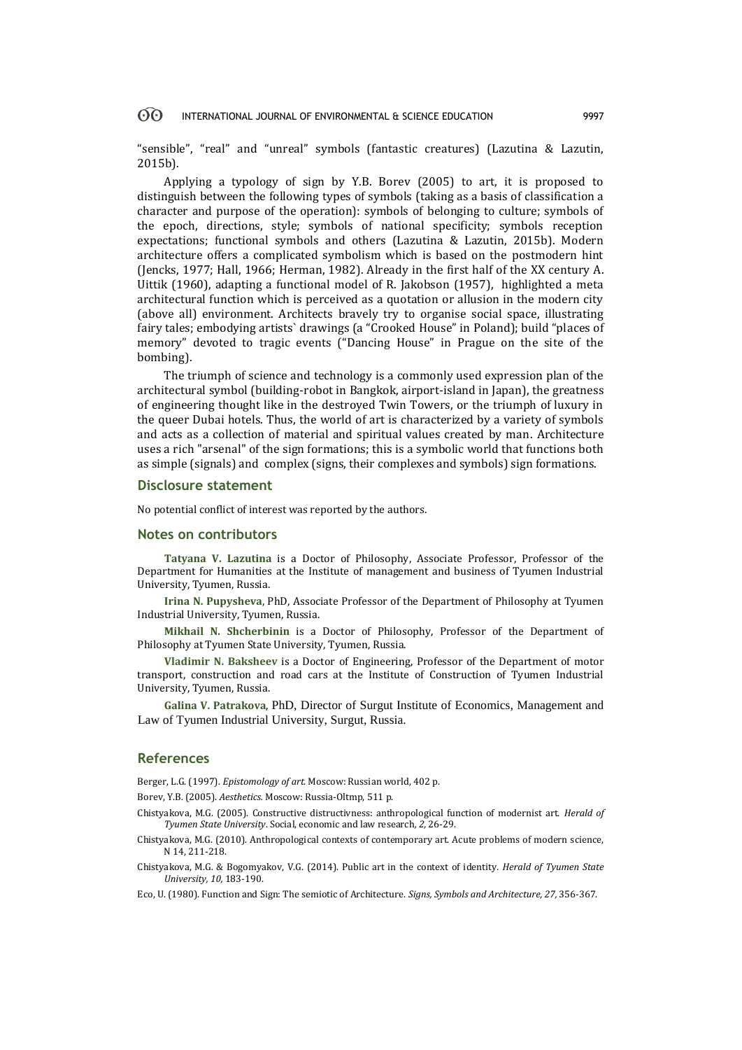"sensible", "real" and "unreal" symbols (fantastic creatures) (Lazutina & Lazutin, 2015b).

Applying a typology of sign by Y.B. Borev (2005) to art, it is proposed to distinguish between the following types of symbols (taking as a basis of classification a character and purpose of the operation): symbols of belonging to culture; symbols of the epoch, directions, style; symbols of national specificity; symbols reception expectations; functional symbols and others (Lazutina & Lazutin, 2015b). Modern architecture offers a complicated symbolism which is based on the postmodern hint (Jencks, 1977; Hall, 1966; Herman, 1982). Already in the first half of the XX century A. Uittik (1960), adapting a functional model of R. Jakobson (1957), highlighted a meta architectural function which is perceived as a quotation or allusion in the modern city (above all) environment. Architects bravely try to organise social space, illustrating fairy tales; embodying artists` drawings (a "Crooked House" in Poland); build "places of memory" devoted to tragic events ("Dancing House" in Prague on the site of the bombing).

The triumph of science and technology is a commonly used expression plan of the architectural symbol (building-robot in Bangkok, airport-island in Japan), the greatness of engineering thought like in the destroyed Twin Towers, or the triumph of luxury in the queer Dubai hotels. Thus, the world of art is characterized by a variety of symbols and acts as a collection of material and spiritual values created by man. Architecture uses a rich "arsenal" of the sign formations; this is a symbolic world that functions both as simple (signals) and complex (signs, their complexes and symbols) sign formations.

## Disclosure statement

No potential conflict of interest was reported by the authors.

## Notes on contributors

**Tatyana V. Lazutina** is a Doctor of Philosophy, Associate Professor, Professor of the Department for Humanities at the Institute of management and business of Tyumen Industrial University, Tyumen, Russia.

**Irina N. Pupysheva**, PhD, Associate Professor of the Department of Philosophy at Tyumen Industrial University, Tyumen, Russia.

**Mikhail N. Shcherbinin** is a Doctor of Philosophy, Professor of the Department of Philosophy at Tyumen State University, Tyumen, Russia.

**Vladimir N. Baksheev** is a Doctor of Engineering, Professor of the Department of motor transport, construction and road cars at the Institute of Construction of Tyumen Industrial University, Tyumen, Russia.

**Galina V. Patrakova**, PhD, Director of Surgut Institute of Economics, Management and Law of Tyumen Industrial University, Surgut, Russia.

## References

Berger, L.G. (1997). *Epistomology of art.* Moscow: Russian world, 402 p.

Borev, Y.B. (2005). *Aesthetics.* Moscow: Russia-Oltmp, 511 p.

Chistyakova, M.G. (2005). Constructive distructivness: anthropological function of modernist art. *Herald of Tyumen State University*. Social, economic and law research, *2,* 26-29.

Chistyakova, M.G. (2010). Anthropological contexts of contemporary art. Acute problems of modern science, N 14, 211-218.

Chistyakova, M.G. & Bogomyakov, V.G. (2014). Public art in the context of identity. *Herald of Tyumen State University, 10,* 183-190.

Eco, U. (1980). Function and Sign: The semiotic of Architecture. *Signs, Symbols and Architecture, 27,* 356-367.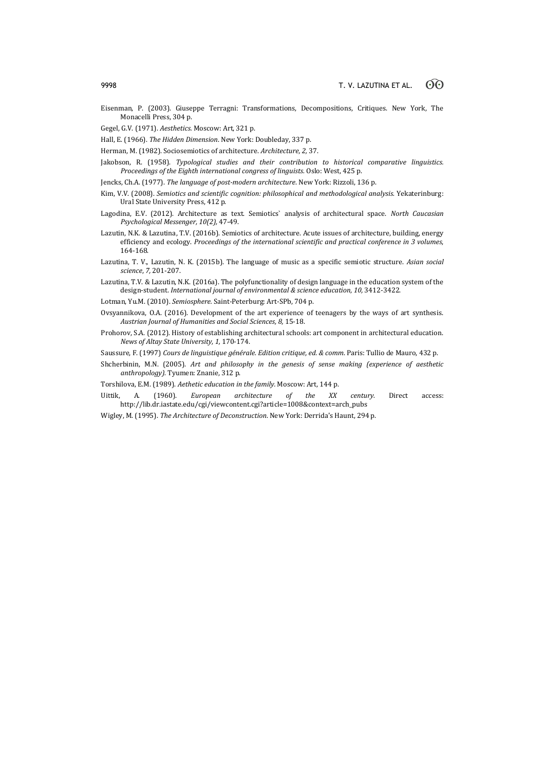Eisenman, P. (2003). Giuseppe Terragni: Transformations, Decompositions, Critiques. New York, The Monacelli Press, 304 p.

Gegel, G.V. (1971). *Aesthetics*. Moscow: Art, 321 p.

Hall, E. (1966). *The Hidden Dimension*. New York: Doubleday, 337 p.

Herman, M. (1982). Sociosemiotics of architecture. *Architecture, 2,* 37.

Jakobson, R. (1958). *Typological studies and their contribution to historical comparative linguistics. Proceedings of the Eighth international congress of linguists.* Oslo: West, 425 p.

Jencks, Ch.A. (1977). *The language of post-modern architecture*. New York: Rizzoli, 136 p.

Kim, V.V. (2008). *Semiotics and scientific cognition: philosophical and methodological analysis.* Yekaterinburg: Ural State University Press, 412 p.

Lagodina, E.V. (2012). Architecture as text. Semiotics` analysis of architectural space. *North Caucasian Psychological Messenger, 10(2),* 47-49.

Lazutin, N.K. & Lazutina, T.V. (2016b). Semiotics of architecture. Acute issues of architecture, building, energy efficiency and ecology. *Proceedings of the international scientific and practical conference in 3 volumes,* 164-168.

Lazutina, T. V., Lazutin, N. K. (2015b). The language of music as a specific semiotic structure. *Asian social science*, *7,* 201-207.

Lazutina, T.V. & Lazutin, N.K. (2016a). The polyfunctionality of design language in the education system of the design-student. *International journal of environmental & science education*, *10,* 3412-3422.

Lotman, Yu.M. (2010). *Semiosphere*. Saint-Peterburg: Art-SPb, 704 p.

Ovsyannikova, O.A. (2016). Development of the art experience of teenagers by the ways of art synthesis. *Austrian Journal of Humanities and Social Sciences, 8,* 15-18.

Prohorov, S.A. (2012). History of establishing architectural schools: art component in architectural education. *News of Altay State University, 1,* 170-174.

Saussure, F. (1997) *Cours de linguistique générale. Edition critique, ed. & comm*. Paris: Tullio de Mauro, 432 p.

Shcherbinin, M.N. (2005). *Art and philosophy in the genesis of sense making (experience of aesthetic anthropology)*. Tyumen: Znanie, 312 p.

Torshilova, E.M. (1989). *Aethetic education in the family*. Moscow: Art, 144 p.

Uittik, A. (1960). *European architecture of the XX century.* Direct access: http://lib.dr.iastate.edu/cgi/viewcontent.cgi?article=1008&context=arch_pubs

Wigley, M. (1995). *The Architecture of Deconstruction*. New York: Derrida's Haunt, 294 p.